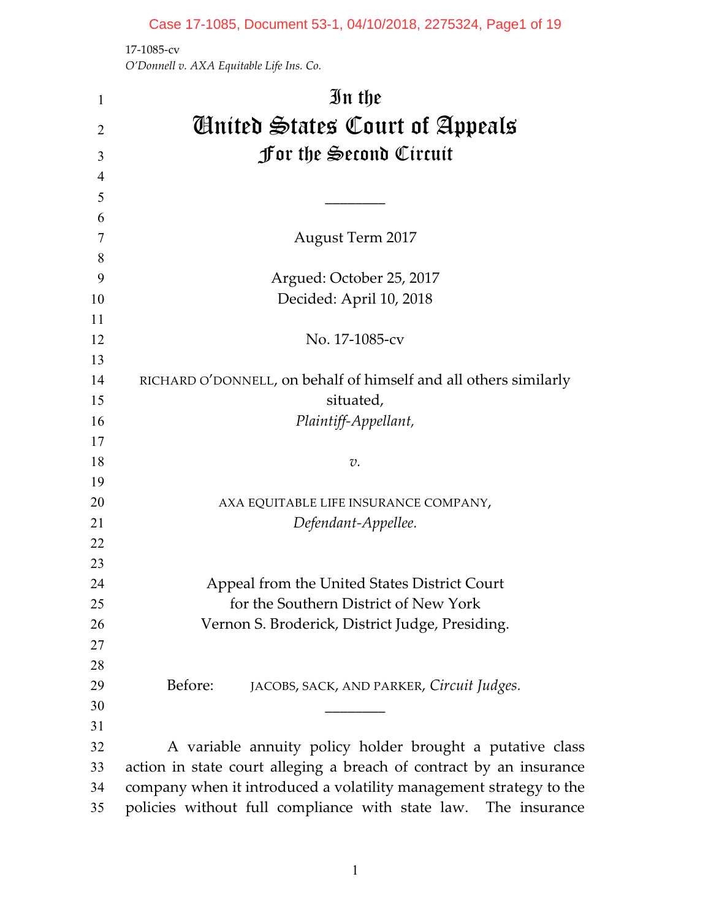17-1085-cv
*O'Donnell v. AXA Equitable Life Ins. Co.*

# In the
# United States Court of Appeals
## For the Second Circuit

________

August Term 2017

Argued: October 25, 2017
Decided: April 10, 2018

No. 17-1085-cv

RICHARD O'DONNELL, on behalf of himself and all others similarly situated,
*Plaintiff-Appellant,*

*v.*

AXA EQUITABLE LIFE INSURANCE COMPANY,
*Defendant-Appellee.*

Appeal from the United States District Court
for the Southern District of New York
Vernon S. Broderick, District Judge, Presiding.

Before: JACOBS, SACK, AND PARKER, *Circuit Judges.*

________

A variable annuity policy holder brought a putative class action in state court alleging a breach of contract by an insurance company when it introduced a volatility management strategy to the policies without full compliance with state law. The insurance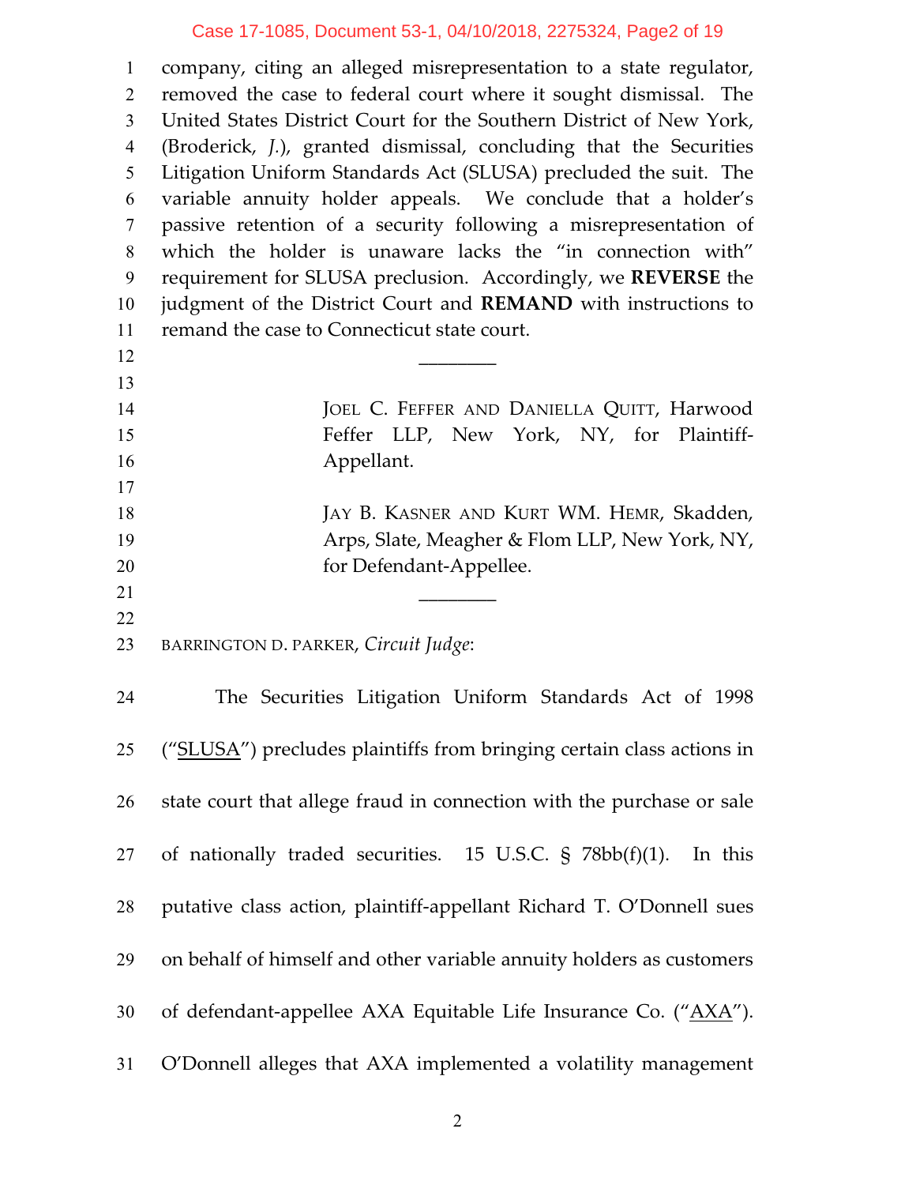company, citing an alleged misrepresentation to a state regulator, removed the case to federal court where it sought dismissal. The United States District Court for the Southern District of New York, (Broderick, *J.*), granted dismissal, concluding that the Securities Litigation Uniform Standards Act (SLUSA) precluded the suit. The variable annuity holder appeals. We conclude that a holder's passive retention of a security following a misrepresentation of which the holder is unaware lacks the "in connection with" requirement for SLUSA preclusion. Accordingly, we **REVERSE** the judgment of the District Court and **REMAND** with instructions to remand the case to Connecticut state court.

________

JOEL C. FEFFER AND DANIELLA QUITT, Harwood Feffer LLP, New York, NY, for Plaintiff-Appellant.

JAY B. KASNER AND KURT WM. HEMR, Skadden, Arps, Slate, Meagher & Flom LLP, New York, NY, for Defendant-Appellee.

________

BARRINGTON D. PARKER, *Circuit Judge*:

The Securities Litigation Uniform Standards Act of 1998 ("SLUSA") precludes plaintiffs from bringing certain class actions in state court that allege fraud in connection with the purchase or sale of nationally traded securities. 15 U.S.C. § 78bb(f)(1). In this putative class action, plaintiff-appellant Richard T. O'Donnell sues on behalf of himself and other variable annuity holders as customers of defendant-appellee AXA Equitable Life Insurance Co. ("AXA"). O'Donnell alleges that AXA implemented a volatility management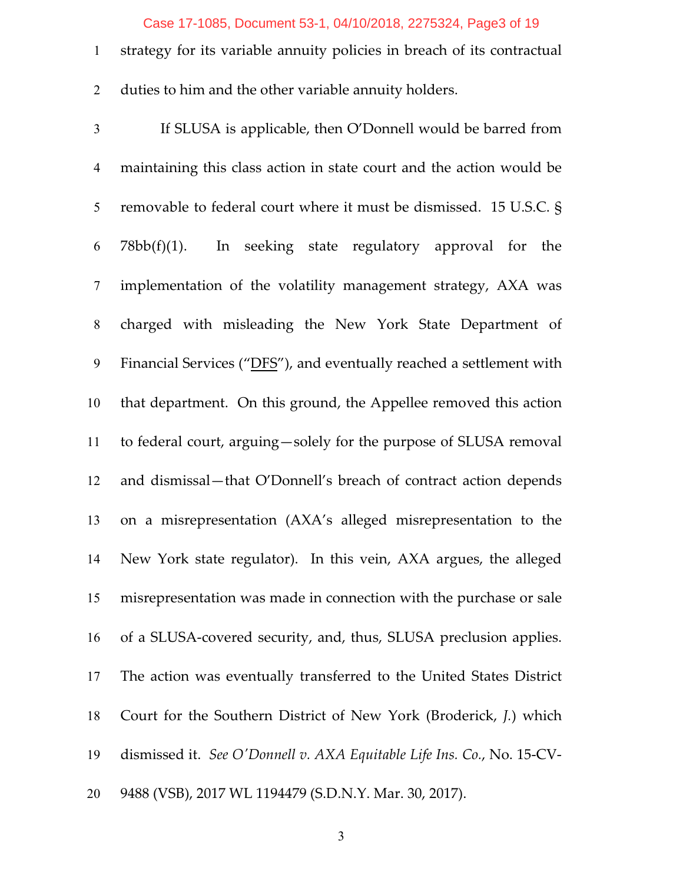strategy for its variable annuity policies in breach of its contractual duties to him and the other variable annuity holders.

If SLUSA is applicable, then O'Donnell would be barred from maintaining this class action in state court and the action would be removable to federal court where it must be dismissed. 15 U.S.C. § 78bb(f)(1). In seeking state regulatory approval for the implementation of the volatility management strategy, AXA was charged with misleading the New York State Department of Financial Services ("DFS"), and eventually reached a settlement with that department. On this ground, the Appellee removed this action to federal court, arguing—solely for the purpose of SLUSA removal and dismissal—that O'Donnell's breach of contract action depends on a misrepresentation (AXA's alleged misrepresentation to the New York state regulator). In this vein, AXA argues, the alleged misrepresentation was made in connection with the purchase or sale of a SLUSA-covered security, and, thus, SLUSA preclusion applies. The action was eventually transferred to the United States District Court for the Southern District of New York (Broderick, *J.*) which dismissed it. *See O'Donnell v. AXA Equitable Life Ins. Co.*, No. 15-CV-9488 (VSB), 2017 WL 1194479 (S.D.N.Y. Mar. 30, 2017).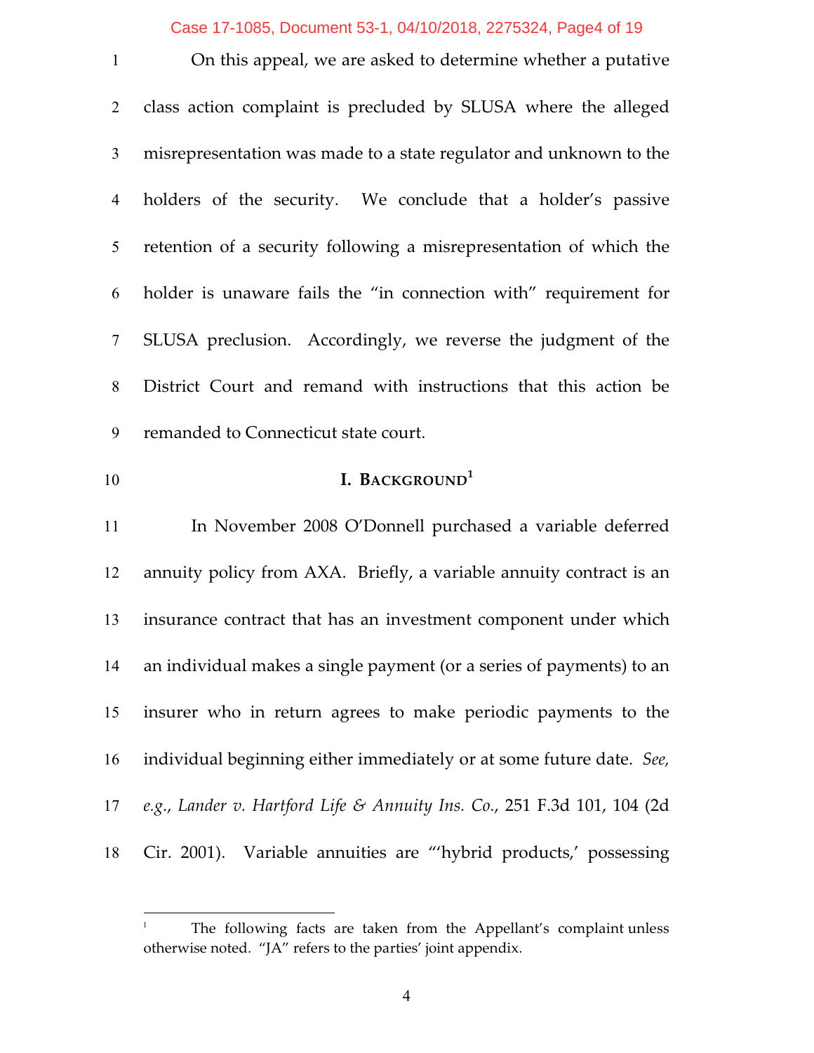On this appeal, we are asked to determine whether a putative class action complaint is precluded by SLUSA where the alleged misrepresentation was made to a state regulator and unknown to the holders of the security. We conclude that a holder's passive retention of a security following a misrepresentation of which the holder is unaware fails the "in connection with" requirement for SLUSA preclusion. Accordingly, we reverse the judgment of the District Court and remand with instructions that this action be remanded to Connecticut state court.

## I. BACKGROUND[1]

In November 2008 O'Donnell purchased a variable deferred annuity policy from AXA. Briefly, a variable annuity contract is an insurance contract that has an investment component under which an individual makes a single payment (or a series of payments) to an insurer who in return agrees to make periodic payments to the individual beginning either immediately or at some future date. *See, e.g.*, *Lander v. Hartford Life & Annuity Ins. Co.*, 251 F.3d 101, 104 (2d Cir. 2001). Variable annuities are "'hybrid products,' possessing

---

[1] The following facts are taken from the Appellant's complaint unless otherwise noted. "JA" refers to the parties' joint appendix.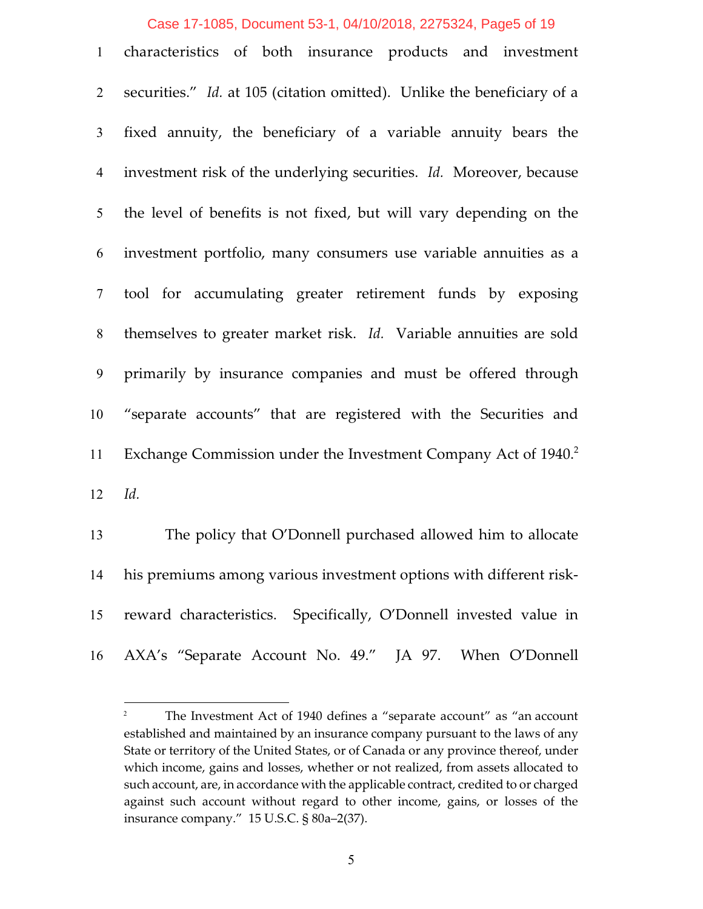characteristics of both insurance products and investment securities." *Id.* at 105 (citation omitted). Unlike the beneficiary of a fixed annuity, the beneficiary of a variable annuity bears the investment risk of the underlying securities. *Id.* Moreover, because the level of benefits is not fixed, but will vary depending on the investment portfolio, many consumers use variable annuities as a tool for accumulating greater retirement funds by exposing themselves to greater market risk. *Id.* Variable annuities are sold primarily by insurance companies and must be offered through "separate accounts" that are registered with the Securities and Exchange Commission under the Investment Company Act of 1940.[2] *Id.*

The policy that O'Donnell purchased allowed him to allocate his premiums among various investment options with different risk-reward characteristics. Specifically, O'Donnell invested value in AXA's "Separate Account No. 49." JA 97. When O'Donnell

---

[2] The Investment Act of 1940 defines a "separate account" as "an account established and maintained by an insurance company pursuant to the laws of any State or territory of the United States, or of Canada or any province thereof, under which income, gains and losses, whether or not realized, from assets allocated to such account, are, in accordance with the applicable contract, credited to or charged against such account without regard to other income, gains, or losses of the insurance company." 15 U.S.C. § 80a–2(37).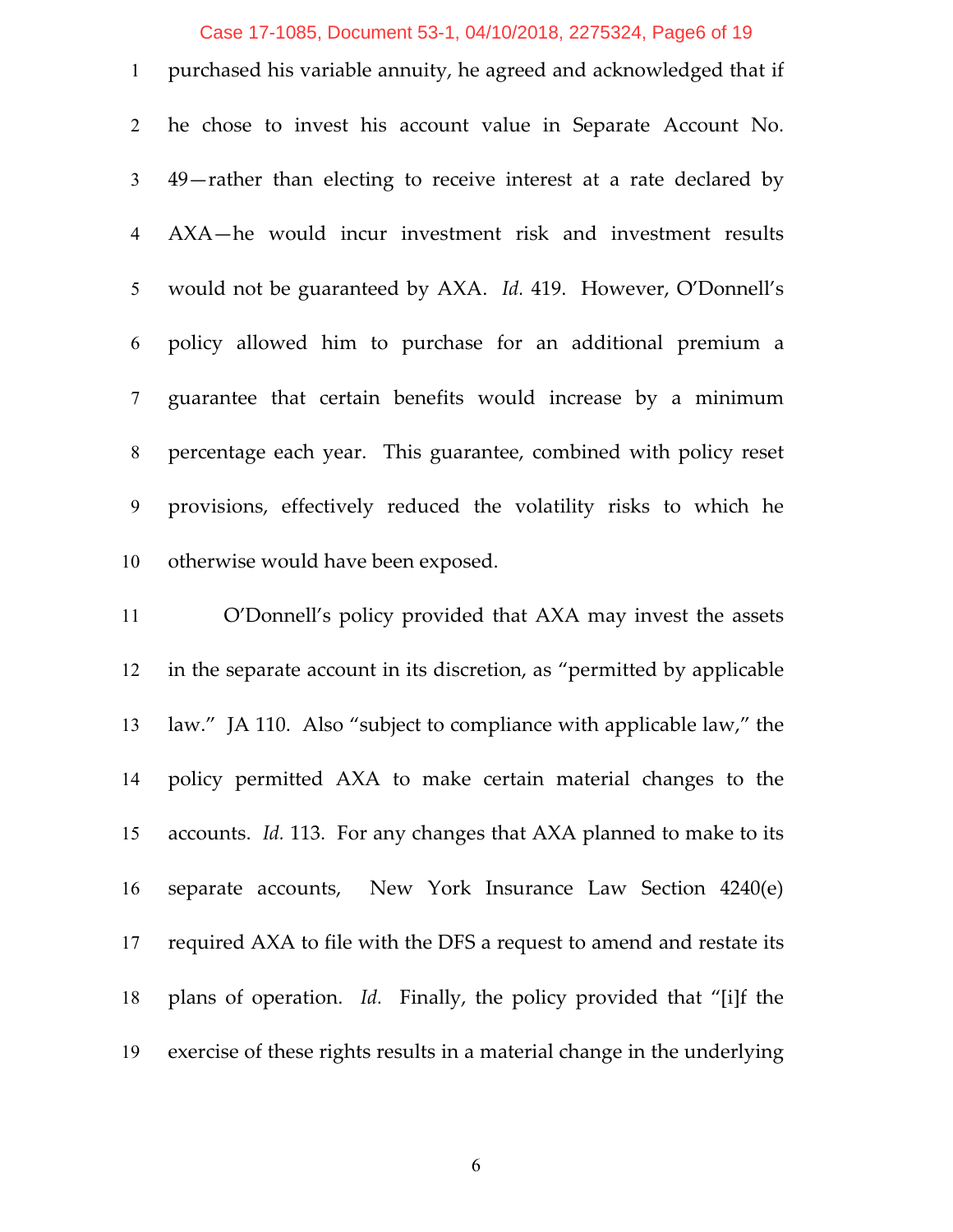purchased his variable annuity, he agreed and acknowledged that if he chose to invest his account value in Separate Account No. 49—rather than electing to receive interest at a rate declared by AXA—he would incur investment risk and investment results would not be guaranteed by AXA. *Id.* 419. However, O'Donnell's policy allowed him to purchase for an additional premium a guarantee that certain benefits would increase by a minimum percentage each year. This guarantee, combined with policy reset provisions, effectively reduced the volatility risks to which he otherwise would have been exposed.

O'Donnell's policy provided that AXA may invest the assets in the separate account in its discretion, as "permitted by applicable law." JA 110. Also "subject to compliance with applicable law," the policy permitted AXA to make certain material changes to the accounts. *Id.* 113. For any changes that AXA planned to make to its separate accounts, New York Insurance Law Section 4240(e) required AXA to file with the DFS a request to amend and restate its plans of operation. *Id.* Finally, the policy provided that "[i]f the exercise of these rights results in a material change in the underlying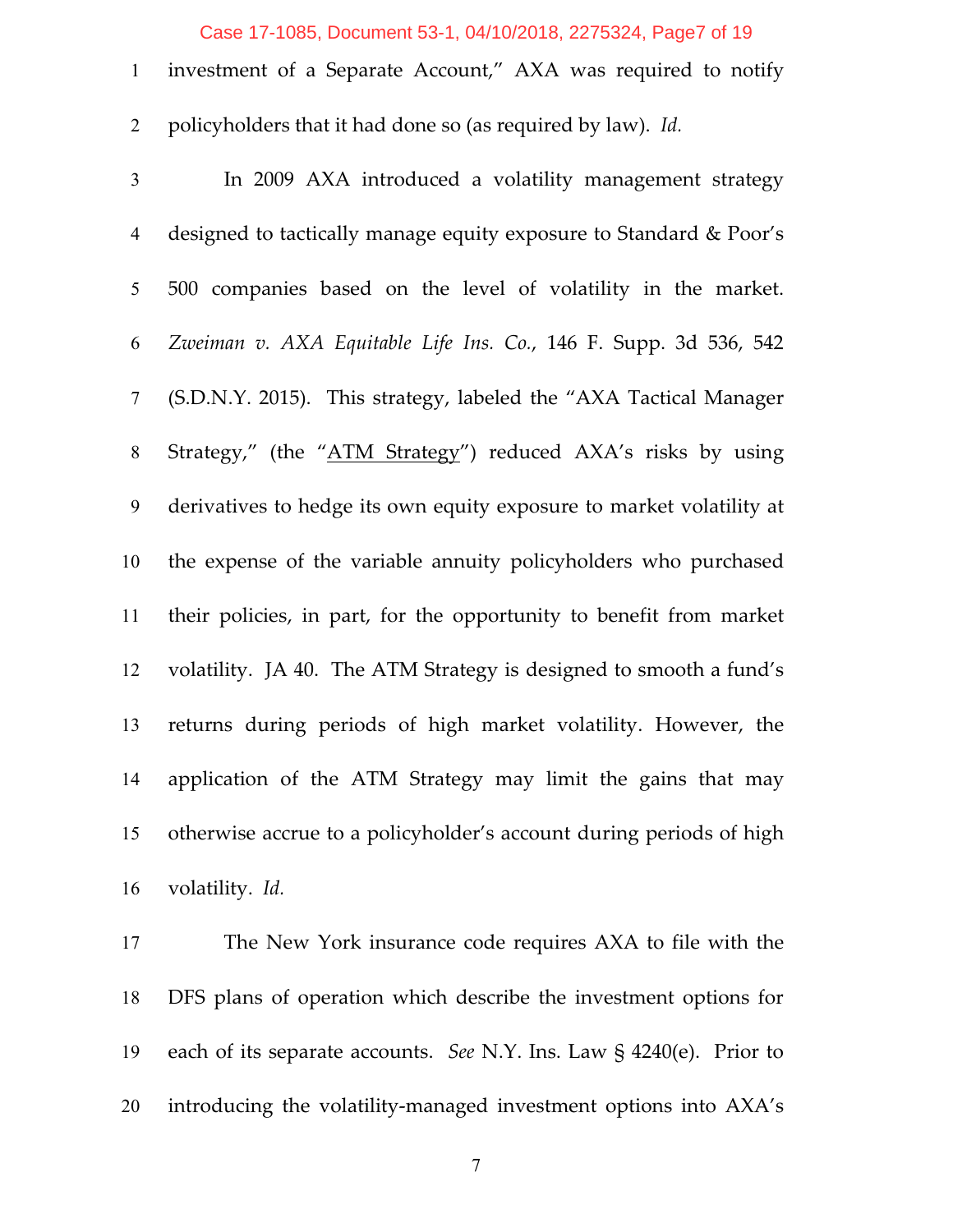investment of a Separate Account," AXA was required to notify policyholders that it had done so (as required by law). *Id.*

In 2009 AXA introduced a volatility management strategy designed to tactically manage equity exposure to Standard & Poor's 500 companies based on the level of volatility in the market. *Zweiman v. AXA Equitable Life Ins. Co.*, 146 F. Supp. 3d 536, 542 (S.D.N.Y. 2015). This strategy, labeled the "AXA Tactical Manager Strategy," (the "ATM Strategy") reduced AXA's risks by using derivatives to hedge its own equity exposure to market volatility at the expense of the variable annuity policyholders who purchased their policies, in part, for the opportunity to benefit from market volatility. JA 40. The ATM Strategy is designed to smooth a fund's returns during periods of high market volatility. However, the application of the ATM Strategy may limit the gains that may otherwise accrue to a policyholder's account during periods of high volatility. *Id.*

The New York insurance code requires AXA to file with the DFS plans of operation which describe the investment options for each of its separate accounts. *See* N.Y. Ins. Law § 4240(e). Prior to introducing the volatility-managed investment options into AXA's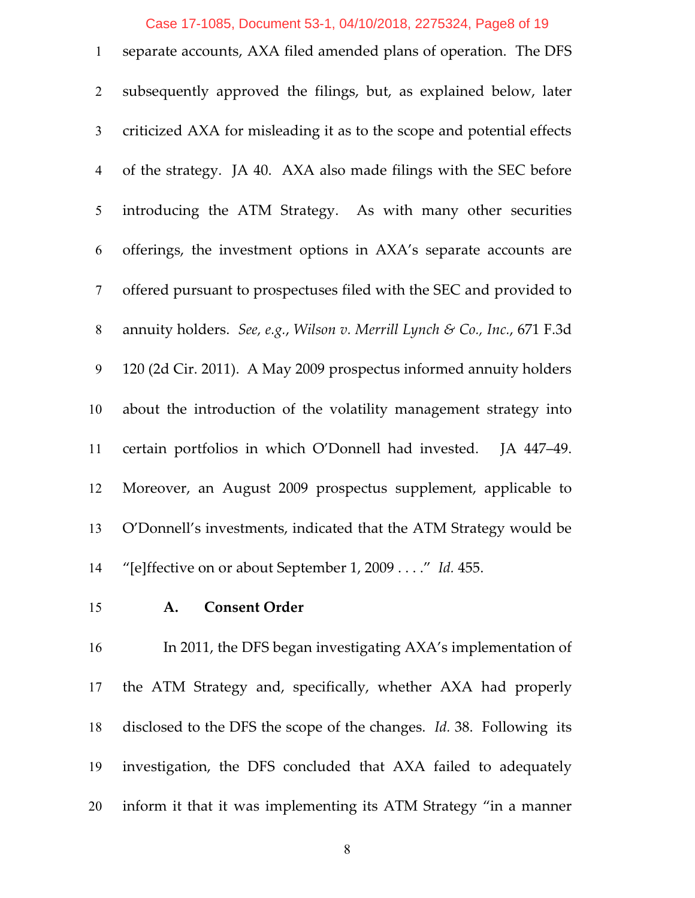separate accounts, AXA filed amended plans of operation. The DFS subsequently approved the filings, but, as explained below, later criticized AXA for misleading it as to the scope and potential effects of the strategy. JA 40. AXA also made filings with the SEC before introducing the ATM Strategy. As with many other securities offerings, the investment options in AXA's separate accounts are offered pursuant to prospectuses filed with the SEC and provided to annuity holders. *See, e.g.*, *Wilson v. Merrill Lynch & Co., Inc.*, 671 F.3d 120 (2d Cir. 2011). A May 2009 prospectus informed annuity holders about the introduction of the volatility management strategy into certain portfolios in which O'Donnell had invested. JA 447–49. Moreover, an August 2009 prospectus supplement, applicable to O'Donnell's investments, indicated that the ATM Strategy would be "[e]ffective on or about September 1, 2009 . . . ." *Id.* 455.

### A. Consent Order

In 2011, the DFS began investigating AXA's implementation of the ATM Strategy and, specifically, whether AXA had properly disclosed to the DFS the scope of the changes. *Id.* 38. Following its investigation, the DFS concluded that AXA failed to adequately inform it that it was implementing its ATM Strategy "in a manner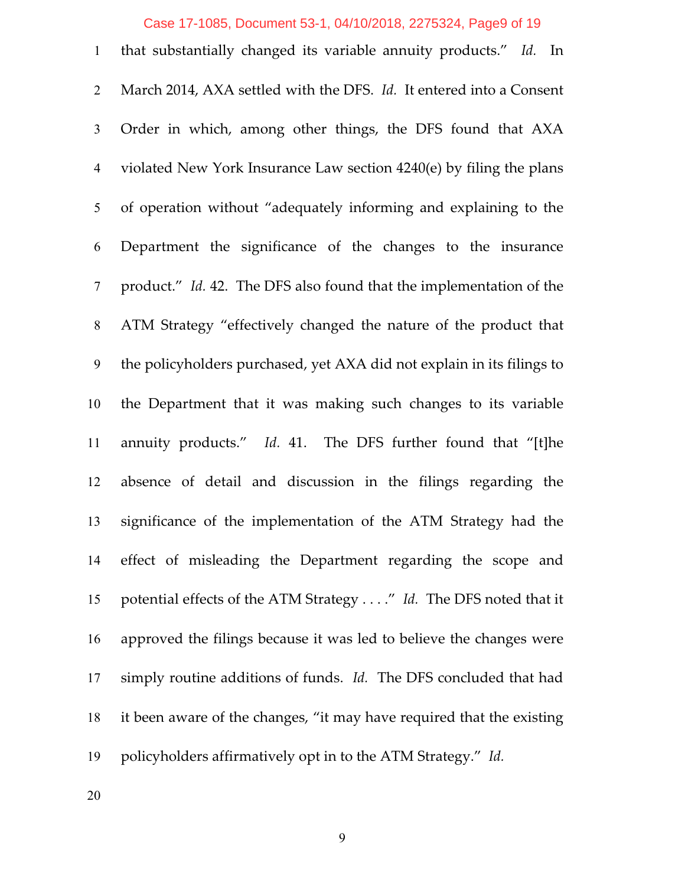that substantially changed its variable annuity products." *Id.* In March 2014, AXA settled with the DFS. *Id.* It entered into a Consent Order in which, among other things, the DFS found that AXA violated New York Insurance Law section 4240(e) by filing the plans of operation without "adequately informing and explaining to the Department the significance of the changes to the insurance product." *Id.* 42. The DFS also found that the implementation of the ATM Strategy "effectively changed the nature of the product that the policyholders purchased, yet AXA did not explain in its filings to the Department that it was making such changes to its variable annuity products." *Id.* 41. The DFS further found that "[t]he absence of detail and discussion in the filings regarding the significance of the implementation of the ATM Strategy had the effect of misleading the Department regarding the scope and potential effects of the ATM Strategy . . . ." *Id.* The DFS noted that it approved the filings because it was led to believe the changes were simply routine additions of funds. *Id.* The DFS concluded that had it been aware of the changes, "it may have required that the existing policyholders affirmatively opt in to the ATM Strategy." *Id.*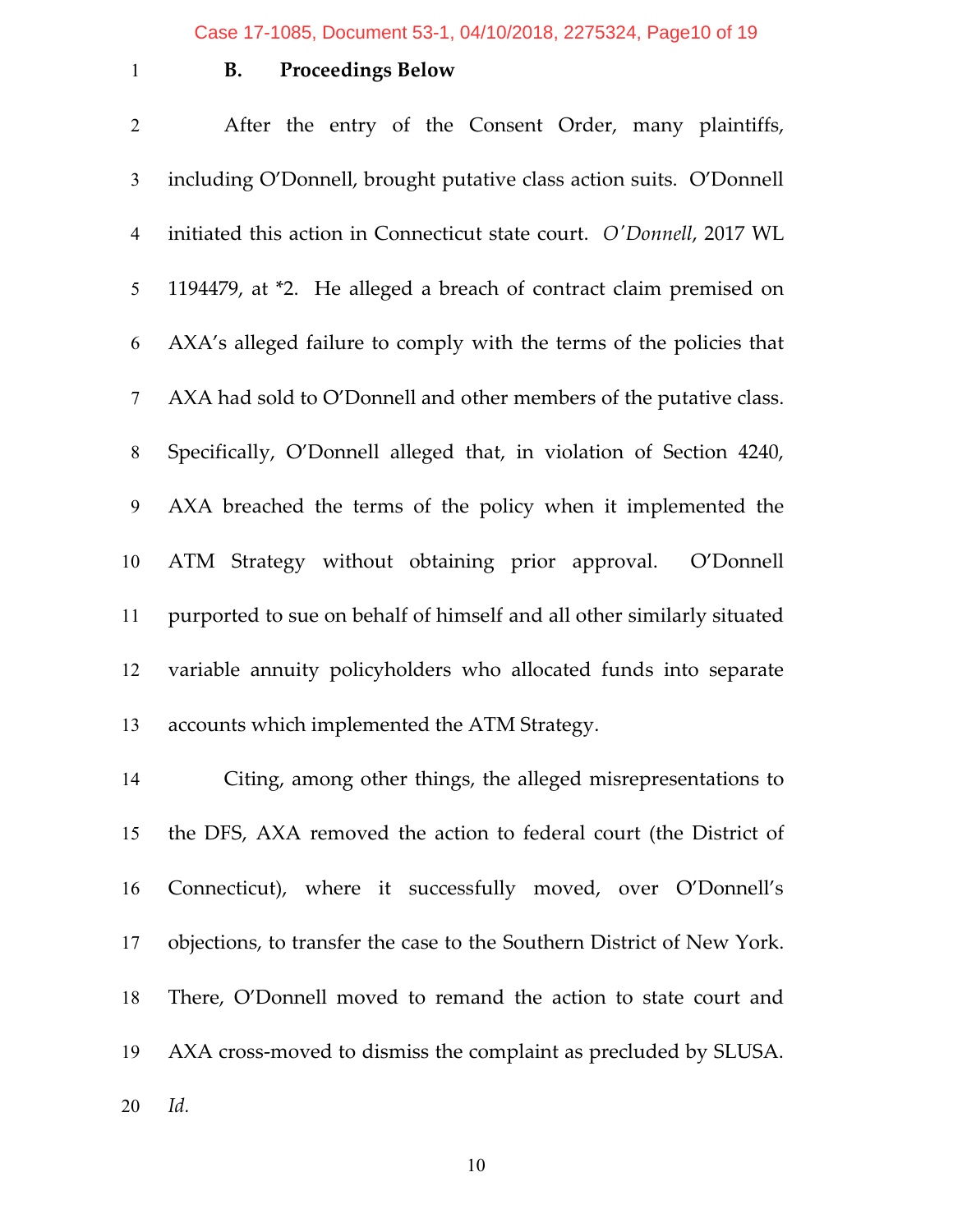### B. Proceedings Below

After the entry of the Consent Order, many plaintiffs, including O'Donnell, brought putative class action suits. O'Donnell initiated this action in Connecticut state court. *O'Donnell*, 2017 WL 1194479, at *2. He alleged a breach of contract claim premised on AXA's alleged failure to comply with the terms of the policies that AXA had sold to O'Donnell and other members of the putative class. Specifically, O'Donnell alleged that, in violation of Section 4240, AXA breached the terms of the policy when it implemented the ATM Strategy without obtaining prior approval. O'Donnell purported to sue on behalf of himself and all other similarly situated variable annuity policyholders who allocated funds into separate accounts which implemented the ATM Strategy.

Citing, among other things, the alleged misrepresentations to the DFS, AXA removed the action to federal court (the District of Connecticut), where it successfully moved, over O'Donnell's objections, to transfer the case to the Southern District of New York. There, O'Donnell moved to remand the action to state court and AXA cross-moved to dismiss the complaint as precluded by SLUSA. *Id.*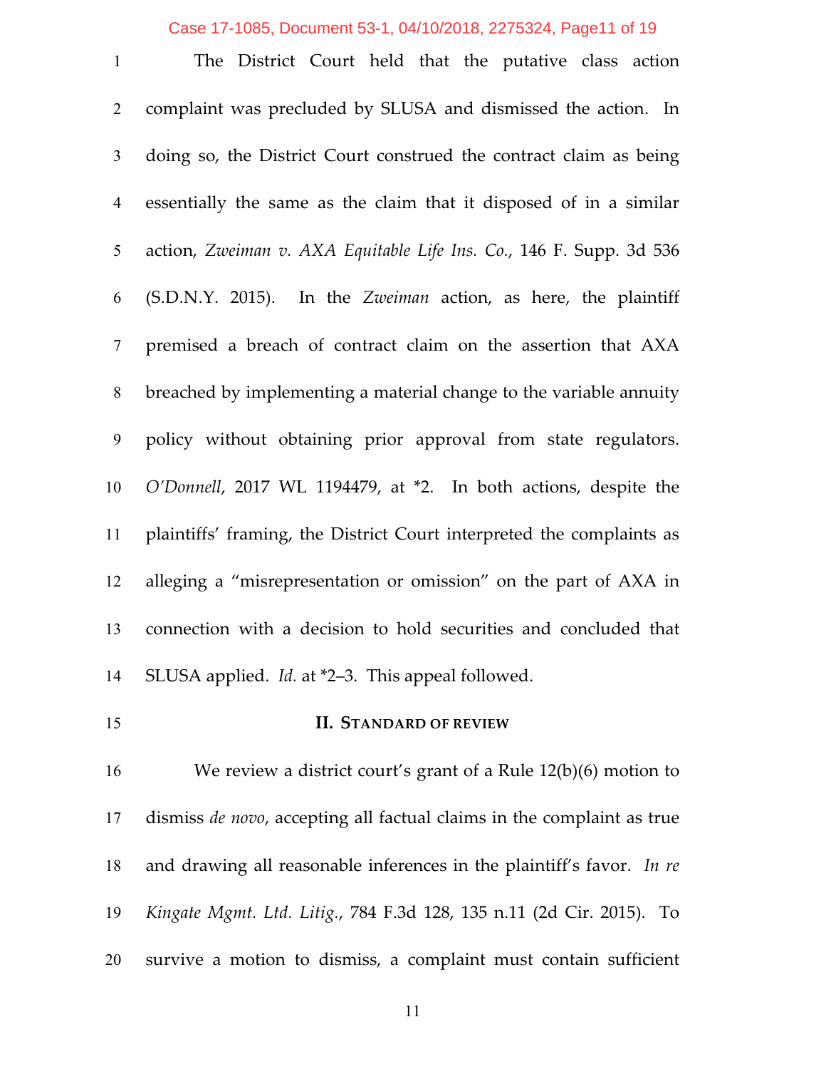The District Court held that the putative class action complaint was precluded by SLUSA and dismissed the action. In doing so, the District Court construed the contract claim as being essentially the same as the claim that it disposed of in a similar action, *Zweiman v. AXA Equitable Life Ins. Co.*, 146 F. Supp. 3d 536 (S.D.N.Y. 2015). In the *Zweiman* action, as here, the plaintiff premised a breach of contract claim on the assertion that AXA breached by implementing a material change to the variable annuity policy without obtaining prior approval from state regulators. *O'Donnell*, 2017 WL 1194479, at *2. In both actions, despite the plaintiffs' framing, the District Court interpreted the complaints as alleging a "misrepresentation or omission" on the part of AXA in connection with a decision to hold securities and concluded that SLUSA applied. *Id.* at *2–3. This appeal followed.

## II. STANDARD OF REVIEW

We review a district court's grant of a Rule 12(b)(6) motion to dismiss *de novo*, accepting all factual claims in the complaint as true and drawing all reasonable inferences in the plaintiff's favor. *In re Kingate Mgmt. Ltd. Litig.*, 784 F.3d 128, 135 n.11 (2d Cir. 2015). To survive a motion to dismiss, a complaint must contain sufficient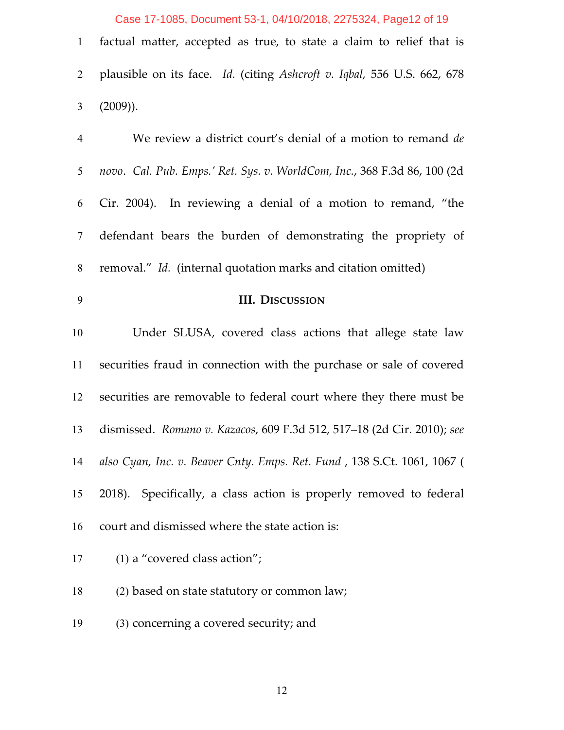factual matter, accepted as true, to state a claim to relief that is plausible on its face. *Id.* (citing *Ashcroft v. Iqbal,* 556 U.S. 662, 678 (2009)).

We review a district court's denial of a motion to remand *de novo*. *Cal. Pub. Emps.' Ret. Sys. v. WorldCom, Inc.*, 368 F.3d 86, 100 (2d Cir. 2004). In reviewing a denial of a motion to remand, "the defendant bears the burden of demonstrating the propriety of removal." *Id.* (internal quotation marks and citation omitted)

## III. Discussion

Under SLUSA, covered class actions that allege state law securities fraud in connection with the purchase or sale of covered securities are removable to federal court where they there must be dismissed. *Romano v. Kazacos*, 609 F.3d 512, 517–18 (2d Cir. 2010); *see also Cyan, Inc. v. Beaver Cnty. Emps. Ret. Fund* , 138 S.Ct. 1061, 1067 ( 2018). Specifically, a class action is properly removed to federal court and dismissed where the state action is:

(1) a "covered class action";

(2) based on state statutory or common law;

(3) concerning a covered security; and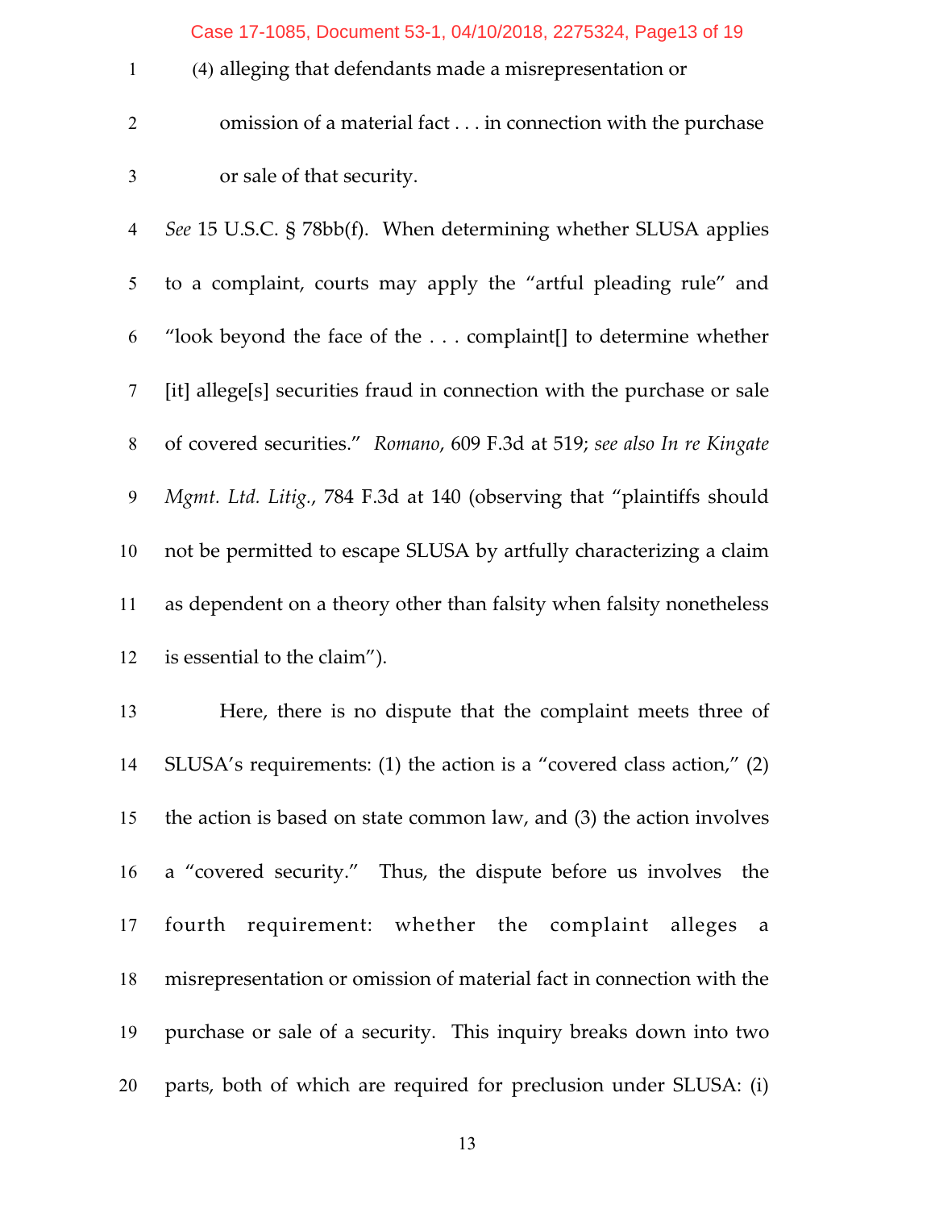(4) alleging that defendants made a misrepresentation or omission of a material fact . . . in connection with the purchase or sale of that security.

*See* 15 U.S.C. § 78bb(f). When determining whether SLUSA applies to a complaint, courts may apply the "artful pleading rule" and "look beyond the face of the . . . complaint[] to determine whether [it] allege[s] securities fraud in connection with the purchase or sale of covered securities." *Romano*, 609 F.3d at 519; *see also In re Kingate Mgmt. Ltd. Litig.*, 784 F.3d at 140 (observing that "plaintiffs should not be permitted to escape SLUSA by artfully characterizing a claim as dependent on a theory other than falsity when falsity nonetheless is essential to the claim").

Here, there is no dispute that the complaint meets three of SLUSA's requirements: (1) the action is a "covered class action," (2) the action is based on state common law, and (3) the action involves a "covered security." Thus, the dispute before us involves the fourth requirement: whether the complaint alleges a misrepresentation or omission of material fact in connection with the purchase or sale of a security. This inquiry breaks down into two parts, both of which are required for preclusion under SLUSA: (i)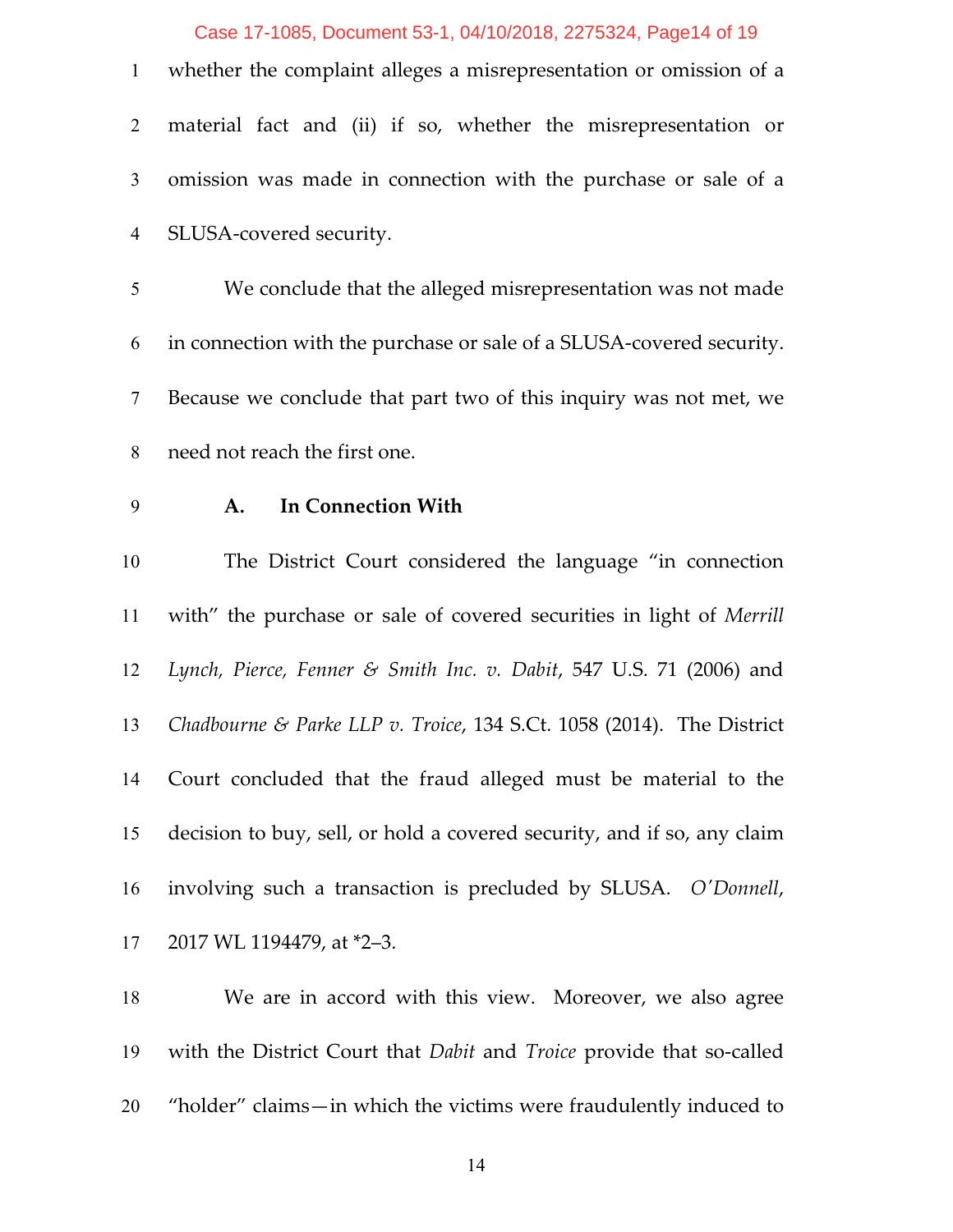whether the complaint alleges a misrepresentation or omission of a material fact and (ii) if so, whether the misrepresentation or omission was made in connection with the purchase or sale of a SLUSA-covered security.

We conclude that the alleged misrepresentation was not made in connection with the purchase or sale of a SLUSA-covered security. Because we conclude that part two of this inquiry was not met, we need not reach the first one.

### A. In Connection With

The District Court considered the language "in connection with" the purchase or sale of covered securities in light of *Merrill Lynch, Pierce, Fenner & Smith Inc. v. Dabit*, 547 U.S. 71 (2006) and *Chadbourne & Parke LLP v. Troice*, 134 S.Ct. 1058 (2014). The District Court concluded that the fraud alleged must be material to the decision to buy, sell, or hold a covered security, and if so, any claim involving such a transaction is precluded by SLUSA. *O'Donnell*, 2017 WL 1194479, at *2–3.

We are in accord with this view. Moreover, we also agree with the District Court that *Dabit* and *Troice* provide that so-called "holder" claims—in which the victims were fraudulently induced to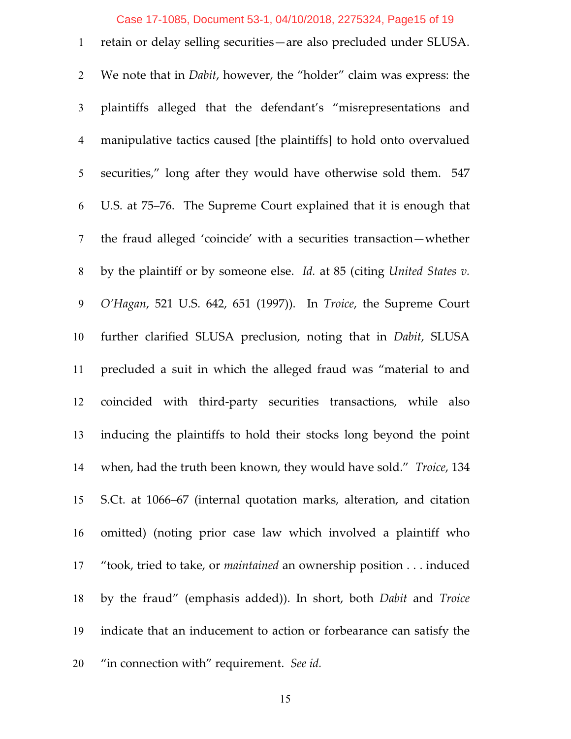retain or delay selling securities—are also precluded under SLUSA. We note that in *Dabit*, however, the "holder" claim was express: the plaintiffs alleged that the defendant's "misrepresentations and manipulative tactics caused [the plaintiffs] to hold onto overvalued securities," long after they would have otherwise sold them. 547 U.S. at 75–76. The Supreme Court explained that it is enough that the fraud alleged 'coincide' with a securities transaction—whether by the plaintiff or by someone else. *Id.* at 85 (citing *United States v. O'Hagan*, 521 U.S. 642, 651 (1997)). In *Troice*, the Supreme Court further clarified SLUSA preclusion, noting that in *Dabit*, SLUSA precluded a suit in which the alleged fraud was "material to and coincided with third-party securities transactions, while also inducing the plaintiffs to hold their stocks long beyond the point when, had the truth been known, they would have sold." *Troice*, 134 S.Ct. at 1066–67 (internal quotation marks, alteration, and citation omitted) (noting prior case law which involved a plaintiff who "took, tried to take, or *maintained* an ownership position . . . induced by the fraud" (emphasis added)). In short, both *Dabit* and *Troice* indicate that an inducement to action or forbearance can satisfy the "in connection with" requirement. *See id.*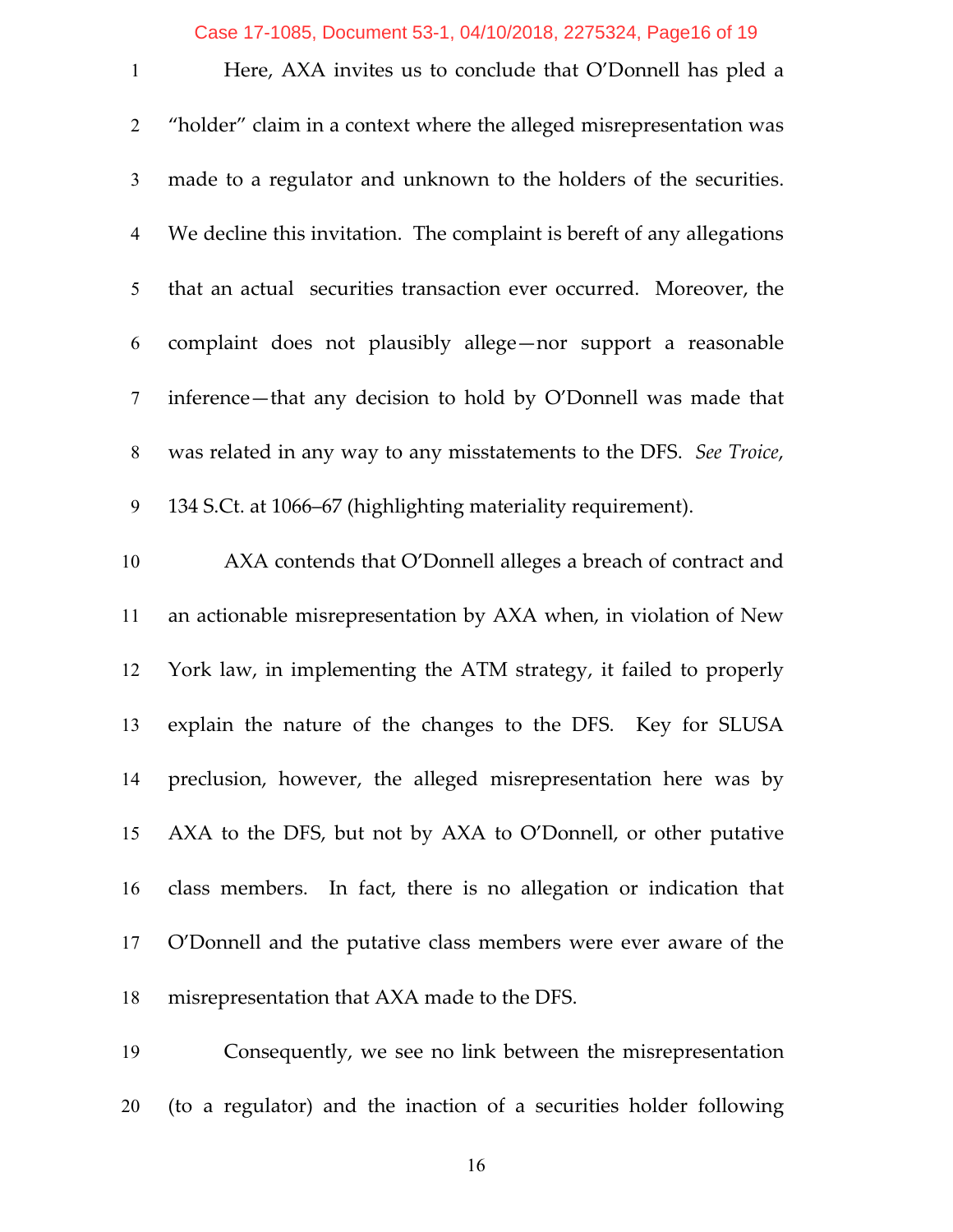Here, AXA invites us to conclude that O'Donnell has pled a "holder" claim in a context where the alleged misrepresentation was made to a regulator and unknown to the holders of the securities. We decline this invitation. The complaint is bereft of any allegations that an actual securities transaction ever occurred. Moreover, the complaint does not plausibly allege—nor support a reasonable inference—that any decision to hold by O'Donnell was made that was related in any way to any misstatements to the DFS. *See Troice*, 134 S.Ct. at 1066–67 (highlighting materiality requirement).

AXA contends that O'Donnell alleges a breach of contract and an actionable misrepresentation by AXA when, in violation of New York law, in implementing the ATM strategy, it failed to properly explain the nature of the changes to the DFS. Key for SLUSA preclusion, however, the alleged misrepresentation here was by AXA to the DFS, but not by AXA to O'Donnell, or other putative class members. In fact, there is no allegation or indication that O'Donnell and the putative class members were ever aware of the misrepresentation that AXA made to the DFS.

Consequently, we see no link between the misrepresentation (to a regulator) and the inaction of a securities holder following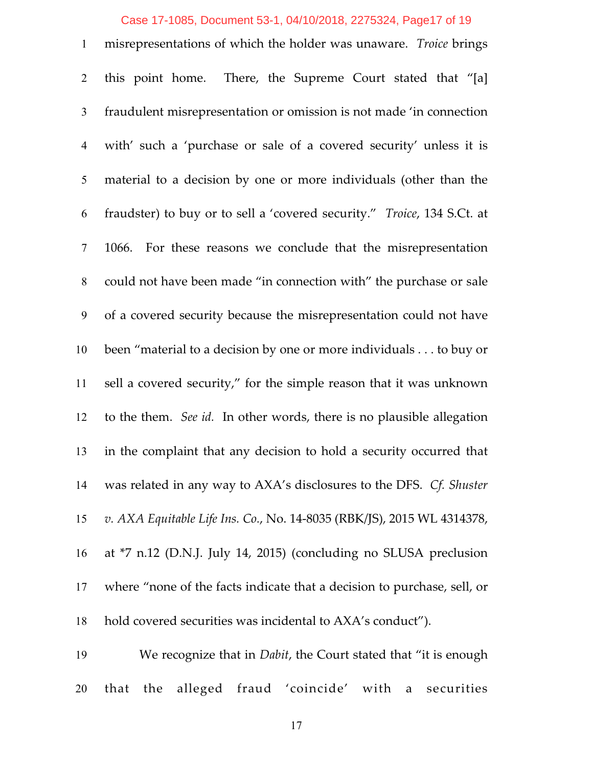misrepresentations of which the holder was unaware. *Troice* brings this point home. There, the Supreme Court stated that "[a] fraudulent misrepresentation or omission is not made 'in connection with' such a 'purchase or sale of a covered security' unless it is material to a decision by one or more individuals (other than the fraudster) to buy or to sell a 'covered security." *Troice*, 134 S.Ct. at 1066. For these reasons we conclude that the misrepresentation could not have been made "in connection with" the purchase or sale of a covered security because the misrepresentation could not have been "material to a decision by one or more individuals . . . to buy or sell a covered security," for the simple reason that it was unknown to the them. *See id.* In other words, there is no plausible allegation in the complaint that any decision to hold a security occurred that was related in any way to AXA's disclosures to the DFS. *Cf. Shuster v. AXA Equitable Life Ins. Co.*, No. 14-8035 (RBK/JS), 2015 WL 4314378, at *7 n.12 (D.N.J. July 14, 2015) (concluding no SLUSA preclusion where "none of the facts indicate that a decision to purchase, sell, or hold covered securities was incidental to AXA's conduct").

We recognize that in *Dabit*, the Court stated that "it is enough that the alleged fraud 'coincide' with a securities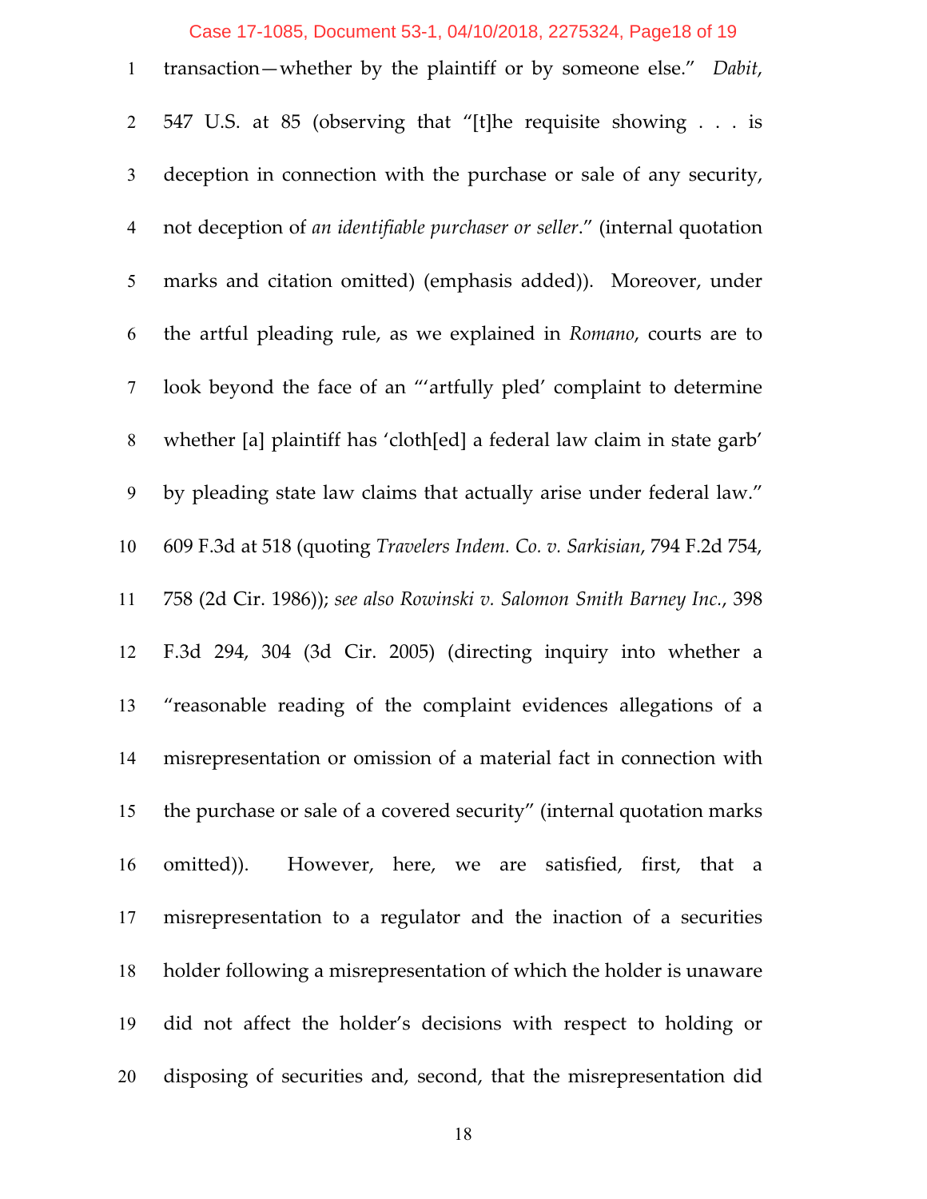transaction—whether by the plaintiff or by someone else." *Dabit*, 547 U.S. at 85 (observing that "[t]he requisite showing . . . is deception in connection with the purchase or sale of any security, not deception of *an identifiable purchaser or seller*." (internal quotation marks and citation omitted) (emphasis added)). Moreover, under the artful pleading rule, as we explained in *Romano*, courts are to look beyond the face of an "'artfully pled' complaint to determine whether [a] plaintiff has 'cloth[ed] a federal law claim in state garb' by pleading state law claims that actually arise under federal law." 609 F.3d at 518 (quoting *Travelers Indem. Co. v. Sarkisian*, 794 F.2d 754, 758 (2d Cir. 1986)); *see also Rowinski v. Salomon Smith Barney Inc.*, 398 F.3d 294, 304 (3d Cir. 2005) (directing inquiry into whether a "reasonable reading of the complaint evidences allegations of a misrepresentation or omission of a material fact in connection with the purchase or sale of a covered security" (internal quotation marks omitted)). However, here, we are satisfied, first, that a misrepresentation to a regulator and the inaction of a securities holder following a misrepresentation of which the holder is unaware did not affect the holder's decisions with respect to holding or disposing of securities and, second, that the misrepresentation did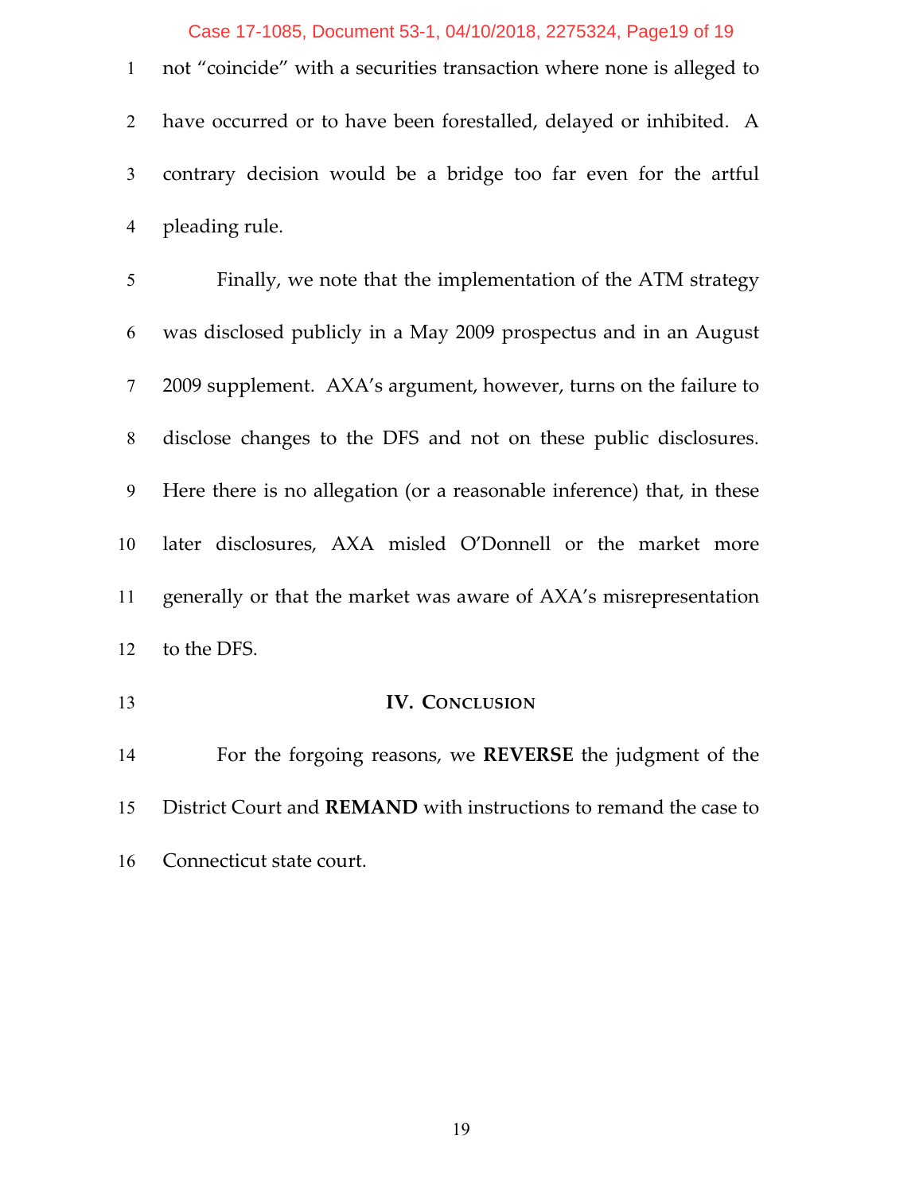not "coincide" with a securities transaction where none is alleged to have occurred or to have been forestalled, delayed or inhibited. A contrary decision would be a bridge too far even for the artful pleading rule.

Finally, we note that the implementation of the ATM strategy was disclosed publicly in a May 2009 prospectus and in an August 2009 supplement. AXA's argument, however, turns on the failure to disclose changes to the DFS and not on these public disclosures. Here there is no allegation (or a reasonable inference) that, in these later disclosures, AXA misled O'Donnell or the market more generally or that the market was aware of AXA's misrepresentation to the DFS.

## IV. CONCLUSION

For the forgoing reasons, we **REVERSE** the judgment of the District Court and **REMAND** with instructions to remand the case to Connecticut state court.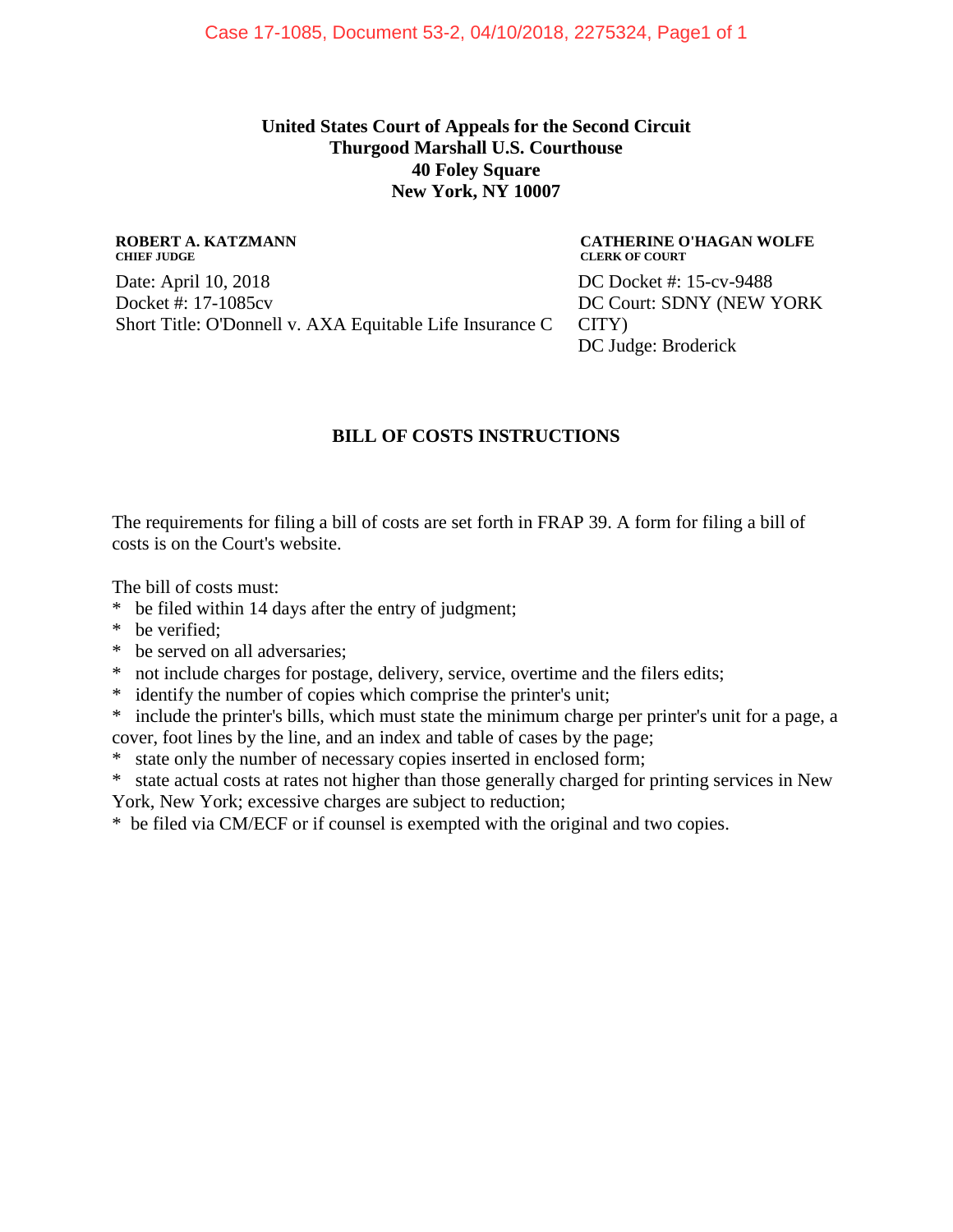**United States Court of Appeals for the Second Circuit**
**Thurgood Marshall U.S. Courthouse**
**40 Foley Square**
**New York, NY 10007**

**ROBERT A. KATZMANN**
**CHIEF JUDGE**

**CATHERINE O'HAGAN WOLFE**
**CLERK OF COURT**

Date: April 10, 2018
Docket #: 17-1085cv
Short Title: O'Donnell v. AXA Equitable Life Insurance C

DC Docket #: 15-cv-9488
DC Court: SDNY (NEW YORK CITY)
DC Judge: Broderick

## BILL OF COSTS INSTRUCTIONS

The requirements for filing a bill of costs are set forth in FRAP 39. A form for filing a bill of costs is on the Court's website.

The bill of costs must:

* be filed within 14 days after the entry of judgment;
* be verified;
* be served on all adversaries;
* not include charges for postage, delivery, service, overtime and the filers edits;
* identify the number of copies which comprise the printer's unit;
* include the printer's bills, which must state the minimum charge per printer's unit for a page, a cover, foot lines by the line, and an index and table of cases by the page;
* state only the number of necessary copies inserted in enclosed form;
* state actual costs at rates not higher than those generally charged for printing services in New York, New York; excessive charges are subject to reduction;
* be filed via CM/ECF or if counsel is exempted with the original and two copies.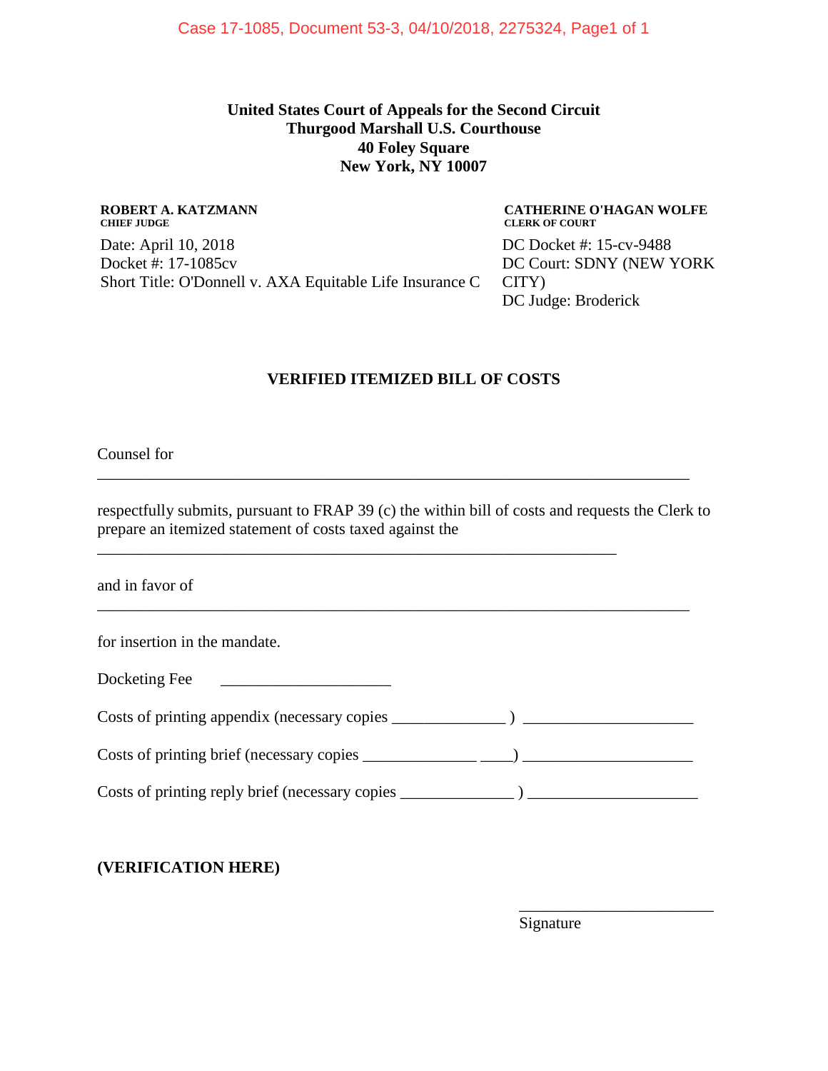**United States Court of Appeals for the Second Circuit**
**Thurgood Marshall U.S. Courthouse**
**40 Foley Square**
**New York, NY 10007**

**ROBERT A. KATZMANN**
**CHIEF JUDGE**

**CATHERINE O'HAGAN WOLFE**
**CLERK OF COURT**

Date: April 10, 2018
Docket #: 17-1085cv
Short Title: O'Donnell v. AXA Equitable Life Insurance C

DC Docket #: 15-cv-9488
DC Court: SDNY (NEW YORK CITY)
DC Judge: Broderick

## VERIFIED ITEMIZED BILL OF COSTS

Counsel for

_______________________________________________________________________

respectfully submits, pursuant to FRAP 39 (c) the within bill of costs and requests the Clerk to prepare an itemized statement of costs taxed against the

_______________________________________________________________

and in favor of

_______________________________________________________________________

for insertion in the mandate.

Docketing Fee _____________________

Costs of printing appendix (necessary copies ______________ ) _____________________

Costs of printing brief (necessary copies ______________ ____) _____________________

Costs of printing reply brief (necessary copies ______________ ) _____________________

**(VERIFICATION HERE)**

________________________
Signature